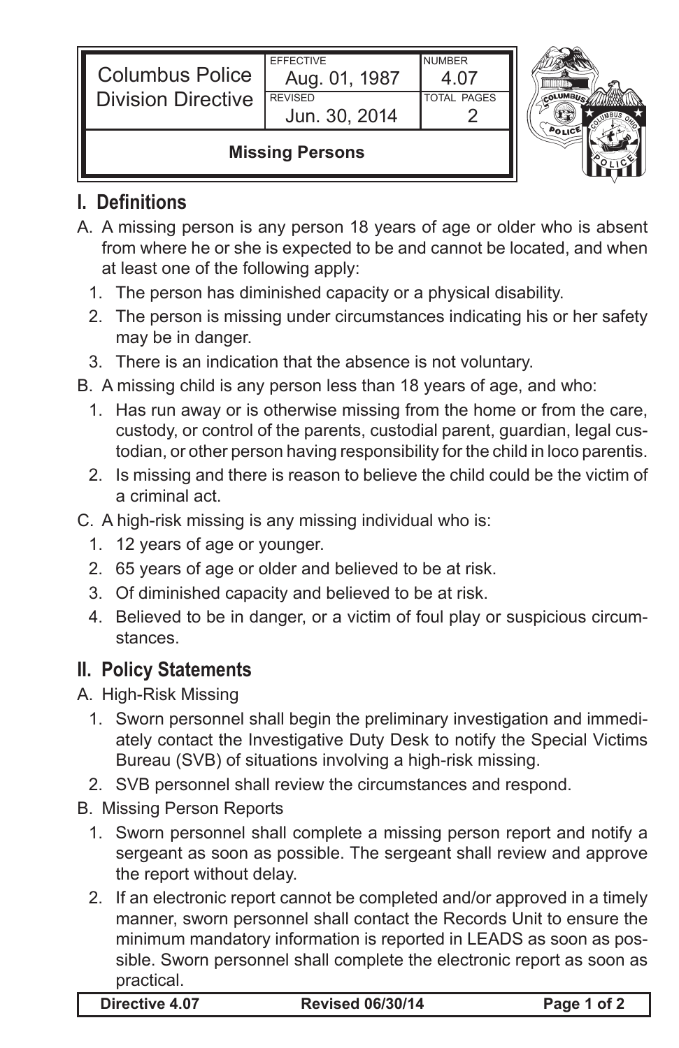| Columbus Police Division Directive | EFFECTIVE Aug. 01, 1987 | NUMBER 4.07 |
| --- | --- | --- |
| | REVISED Jun. 30, 2014 | TOTAL PAGES 2 |
| **Missing Persons** | | |

## I. Definitions

A. A missing person is any person 18 years of age or older who is absent from where he or she is expected to be and cannot be located, and when at least one of the following apply:

1. The person has diminished capacity or a physical disability.
2. The person is missing under circumstances indicating his or her safety may be in danger.
3. There is an indication that the absence is not voluntary.

B. A missing child is any person less than 18 years of age, and who:

1. Has run away or is otherwise missing from the home or from the care, custody, or control of the parents, custodial parent, guardian, legal custodian, or other person having responsibility for the child in loco parentis.
2. Is missing and there is reason to believe the child could be the victim of a criminal act.

C. A high-risk missing is any missing individual who is:

1. 12 years of age or younger.
2. 65 years of age or older and believed to be at risk.
3. Of diminished capacity and believed to be at risk.
4. Believed to be in danger, or a victim of foul play or suspicious circumstances.

## II. Policy Statements

A. High-Risk Missing

1. Sworn personnel shall begin the preliminary investigation and immediately contact the Investigative Duty Desk to notify the Special Victims Bureau (SVB) of situations involving a high-risk missing.
2. SVB personnel shall review the circumstances and respond.

B. Missing Person Reports

1. Sworn personnel shall complete a missing person report and notify a sergeant as soon as possible. The sergeant shall review and approve the report without delay.
2. If an electronic report cannot be completed and/or approved in a timely manner, sworn personnel shall contact the Records Unit to ensure the minimum mandatory information is reported in LEADS as soon as possible. Sworn personnel shall complete the electronic report as soon as practical.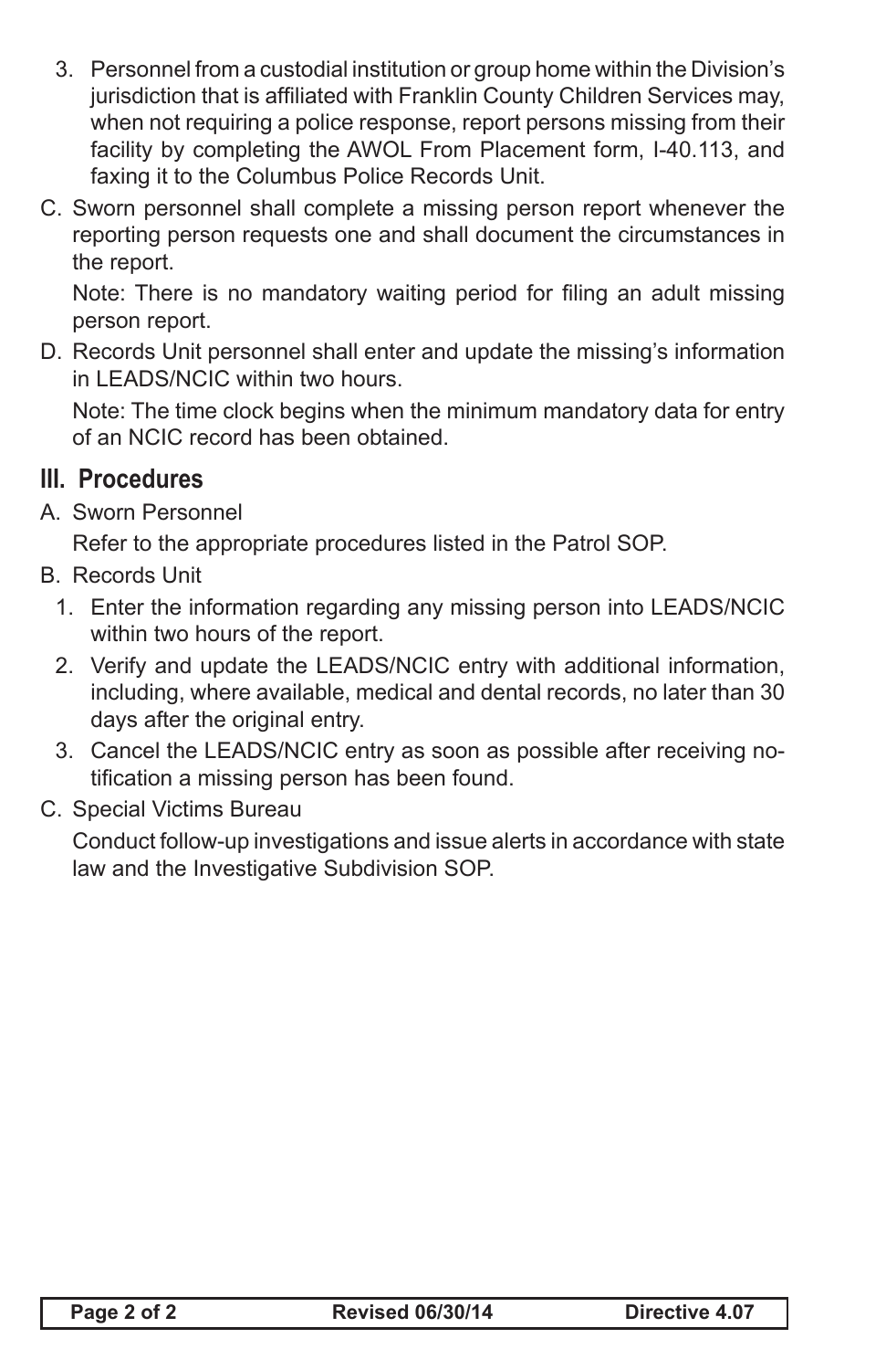3. Personnel from a custodial institution or group home within the Division's jurisdiction that is affiliated with Franklin County Children Services may, when not requiring a police response, report persons missing from their facility by completing the AWOL From Placement form, I-40.113, and faxing it to the Columbus Police Records Unit.

C. Sworn personnel shall complete a missing person report whenever the reporting person requests one and shall document the circumstances in the report.

   Note: There is no mandatory waiting period for filing an adult missing person report.

D. Records Unit personnel shall enter and update the missing's information in LEADS/NCIC within two hours.

   Note: The time clock begins when the minimum mandatory data for entry of an NCIC record has been obtained.

## III. Procedures

A. Sworn Personnel

   Refer to the appropriate procedures listed in the Patrol SOP.

B. Records Unit

   1. Enter the information regarding any missing person into LEADS/NCIC within two hours of the report.
   2. Verify and update the LEADS/NCIC entry with additional information, including, where available, medical and dental records, no later than 30 days after the original entry.
   3. Cancel the LEADS/NCIC entry as soon as possible after receiving notification a missing person has been found.

C. Special Victims Bureau

   Conduct follow-up investigations and issue alerts in accordance with state law and the Investigative Subdivision SOP.